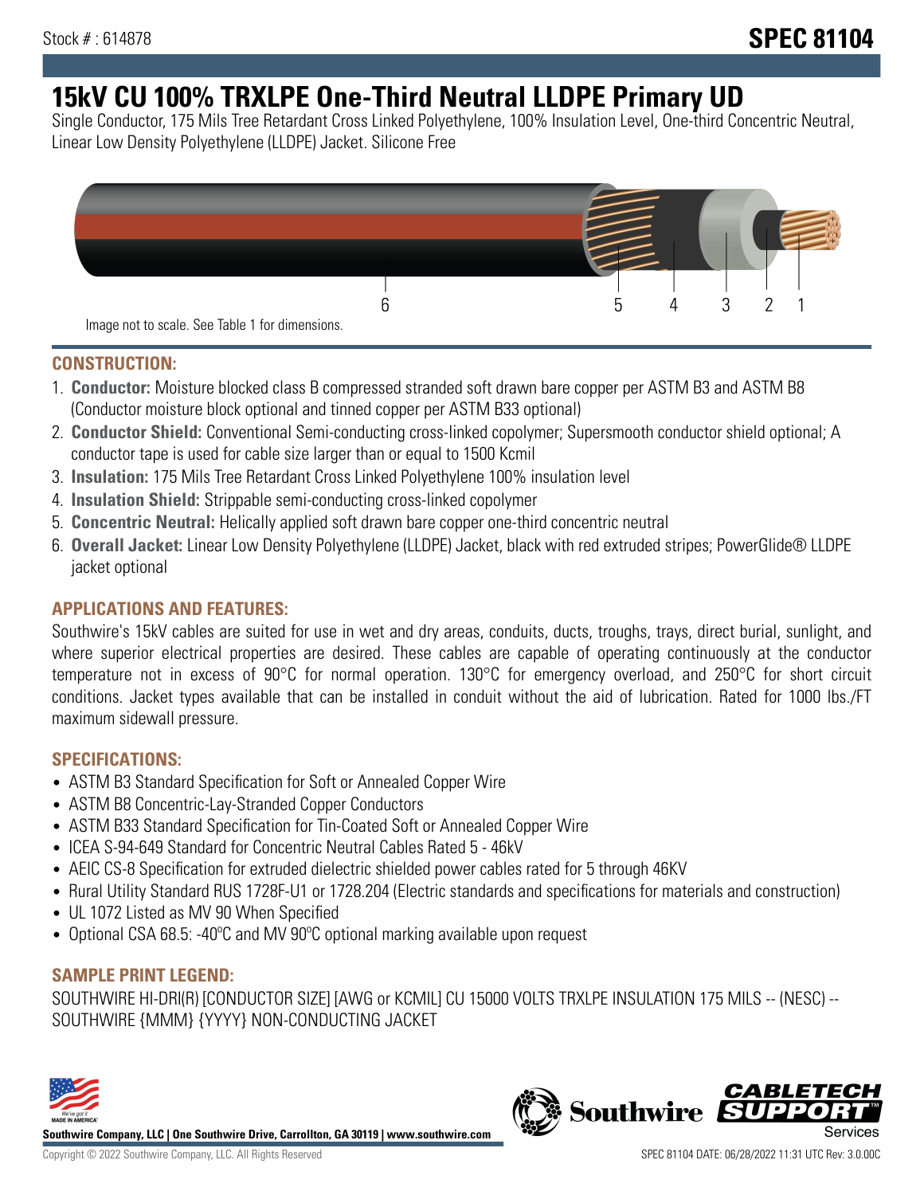Stock # : 614878 **SPEC 81104**

# 15kV CU 100% TRXLPE One-Third Neutral LLDPE Primary UD

Single Conductor, 175 Mils Tree Retardant Cross Linked Polyethylene, 100% Insulation Level, One-third Concentric Neutral, Linear Low Density Polyethylene (LLDPE) Jacket. Silicone Free

6 5 4 3 2 1

Image not to scale. See Table 1 for dimensions.

## CONSTRUCTION:

1. **Conductor:** Moisture blocked class B compressed stranded soft drawn bare copper per ASTM B3 and ASTM B8 (Conductor moisture block optional and tinned copper per ASTM B33 optional)
2. **Conductor Shield:** Conventional Semi-conducting cross-linked copolymer; Supersmooth conductor shield optional; A conductor tape is used for cable size larger than or equal to 1500 Kcmil
3. **Insulation:** 175 Mils Tree Retardant Cross Linked Polyethylene 100% insulation level
4. **Insulation Shield:** Strippable semi-conducting cross-linked copolymer
5. **Concentric Neutral:** Helically applied soft drawn bare copper one-third concentric neutral
6. **Overall Jacket:** Linear Low Density Polyethylene (LLDPE) Jacket, black with red extruded stripes; PowerGlide® LLDPE jacket optional

## APPLICATIONS AND FEATURES:

Southwire's 15kV cables are suited for use in wet and dry areas, conduits, ducts, troughs, trays, direct burial, sunlight, and where superior electrical properties are desired. These cables are capable of operating continuously at the conductor temperature not in excess of 90°C for normal operation. 130°C for emergency overload, and 250°C for short circuit conditions. Jacket types available that can be installed in conduit without the aid of lubrication. Rated for 1000 lbs./FT maximum sidewall pressure.

## SPECIFICATIONS:

- ASTM B3 Standard Specification for Soft or Annealed Copper Wire
- ASTM B8 Concentric-Lay-Stranded Copper Conductors
- ASTM B33 Standard Specification for Tin-Coated Soft or Annealed Copper Wire
- ICEA S-94-649 Standard for Concentric Neutral Cables Rated 5 - 46kV
- AEIC CS-8 Specification for extruded dielectric shielded power cables rated for 5 through 46KV
- Rural Utility Standard RUS 1728F-U1 or 1728.204 (Electric standards and specifications for materials and construction)
- UL 1072 Listed as MV 90 When Specified
- Optional CSA 68.5: -40ºC and MV 90ºC optional marking available upon request

## SAMPLE PRINT LEGEND:

SOUTHWIRE HI-DRI(R) [CONDUCTOR SIZE] [AWG or KCMIL] CU 15000 VOLTS TRXLPE INSULATION 175 MILS -- (NESC) -- SOUTHWIRE {MMM} {YYYY} NON-CONDUCTING JACKET

**Southwire Company, LLC | One Southwire Drive, Carrollton, GA 30119 | www.southwire.com**

Copyright © 2022 Southwire Company, LLC. All Rights Reserved

SPEC 81104 DATE: 06/28/2022 11:31 UTC Rev: 3.0.00C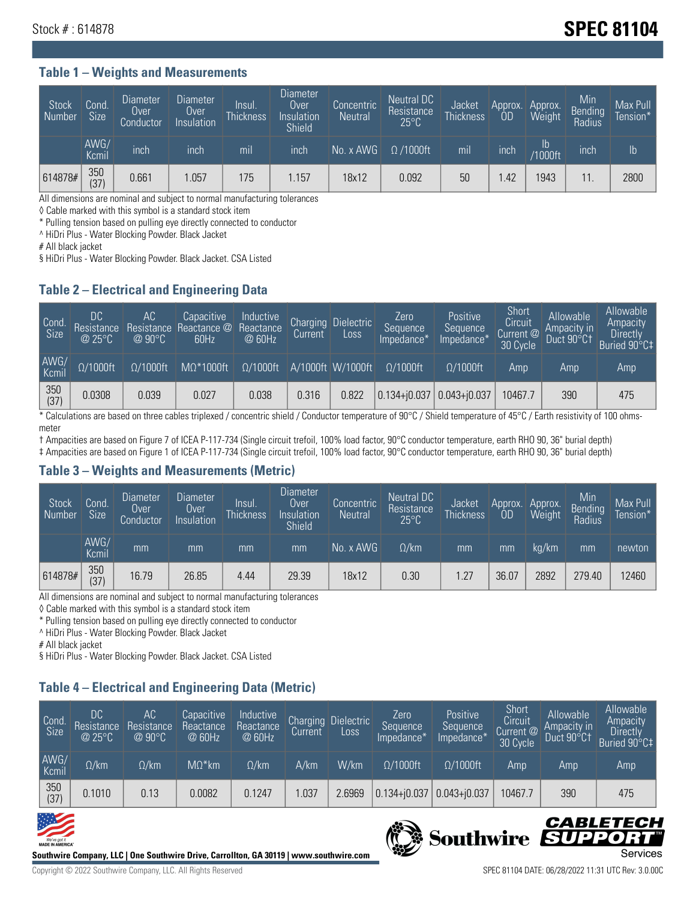Stock # : 614878

# SPEC 81104

## Table 1 – Weights and Measurements

| Stock Number | Cond. Size | Diameter Over Conductor | Diameter Over Insulation | Insul. Thickness | Diameter Over Insulation Shield | Concentric Neutral | Neutral DC Resistance 25°C | Jacket Thickness | Approx. OD | Approx. Weight | Min Bending Radius | Max Pull Tension* |
|---|---|---|---|---|---|---|---|---|---|---|---|---|
| | AWG/ Kcmil | inch | inch | mil | inch | No. x AWG | Ω /1000ft | mil | inch | lb /1000ft | inch | lb |
| 614878# | 350 (37) | 0.661 | 1.057 | 175 | 1.157 | 18x12 | 0.092 | 50 | 1.42 | 1943 | 11. | 2800 |

All dimensions are nominal and subject to normal manufacturing tolerances
◊ Cable marked with this symbol is a standard stock item
* Pulling tension based on pulling eye directly connected to conductor
^ HiDri Plus - Water Blocking Powder. Black Jacket
# All black jacket
§ HiDri Plus - Water Blocking Powder. Black Jacket. CSA Listed

## Table 2 – Electrical and Engineering Data

| Cond. Size | DC Resistance @ 25°C | AC Resistance @ 90°C | Capacitive Reactance @ 60Hz | Inductive Reactance @ 60Hz | Charging Current | Dielectric Loss | Zero Sequence Impedance* | Positive Sequence Impedance* | Short Circuit Current @ 30 Cycle | Allowable Ampacity in Duct 90°C† | Allowable Ampacity Directly Buried 90°C‡ |
|---|---|---|---|---|---|---|---|---|---|---|---|
| AWG/ Kcmil | Ω/1000ft | Ω/1000ft | MΩ*1000ft | Ω/1000ft | A/1000ft | W/1000ft | Ω/1000ft | Ω/1000ft | Amp | Amp | Amp |
| 350 (37) | 0.0308 | 0.039 | 0.027 | 0.038 | 0.316 | 0.822 | 0.134+j0.037 | 0.043+j0.037 | 10467.7 | 390 | 475 |

* Calculations are based on three cables triplexed / concentric shield / Conductor temperature of 90°C / Shield temperature of 45°C / Earth resistivity of 100 ohms-meter
† Ampacities are based on Figure 7 of ICEA P-117-734 (Single circuit trefoil, 100% load factor, 90°C conductor temperature, earth RHO 90, 36" burial depth)
‡ Ampacities are based on Figure 1 of ICEA P-117-734 (Single circuit trefoil, 100% load factor, 90°C conductor temperature, earth RHO 90, 36" burial depth)

## Table 3 – Weights and Measurements (Metric)

| Stock Number | Cond. Size | Diameter Over Conductor | Diameter Over Insulation | Insul. Thickness | Diameter Over Insulation Shield | Concentric Neutral | Neutral DC Resistance 25°C | Jacket Thickness | Approx. OD | Approx. Weight | Min Bending Radius | Max Pull Tension* |
|---|---|---|---|---|---|---|---|---|---|---|---|---|
| | AWG/ Kcmil | mm | mm | mm | mm | No. x AWG | Ω/km | mm | mm | kg/km | mm | newton |
| 614878# | 350 (37) | 16.79 | 26.85 | 4.44 | 29.39 | 18x12 | 0.30 | 1.27 | 36.07 | 2892 | 279.40 | 12460 |

All dimensions are nominal and subject to normal manufacturing tolerances
◊ Cable marked with this symbol is a standard stock item
* Pulling tension based on pulling eye directly connected to conductor
^ HiDri Plus - Water Blocking Powder. Black Jacket
# All black jacket
§ HiDri Plus - Water Blocking Powder. Black Jacket. CSA Listed

## Table 4 – Electrical and Engineering Data (Metric)

| Cond. Size | DC Resistance @ 25°C | AC Resistance @ 90°C | Capacitive Reactance @ 60Hz | Inductive Reactance @ 60Hz | Charging Current | Dielectric Loss | Zero Sequence Impedance* | Positive Sequence Impedance* | Short Circuit Current @ 30 Cycle | Allowable Ampacity in Duct 90°C† | Allowable Ampacity Directly Buried 90°C‡ |
|---|---|---|---|---|---|---|---|---|---|---|---|
| AWG/ Kcmil | Ω/km | Ω/km | MΩ*km | Ω/km | A/km | W/km | Ω/1000ft | Ω/1000ft | Amp | Amp | Amp |
| 350 (37) | 0.1010 | 0.13 | 0.0082 | 0.1247 | 1.037 | 2.6969 | 0.134+j0.037 | 0.043+j0.037 | 10467.7 | 390 | 475 |

Southwire Company, LLC | One Southwire Drive, Carrollton, GA 30119 | www.southwire.com

Copyright © 2022 Southwire Company, LLC. All Rights Reserved

SPEC 81104 DATE: 06/28/2022 11:31 UTC Rev: 3.0.00C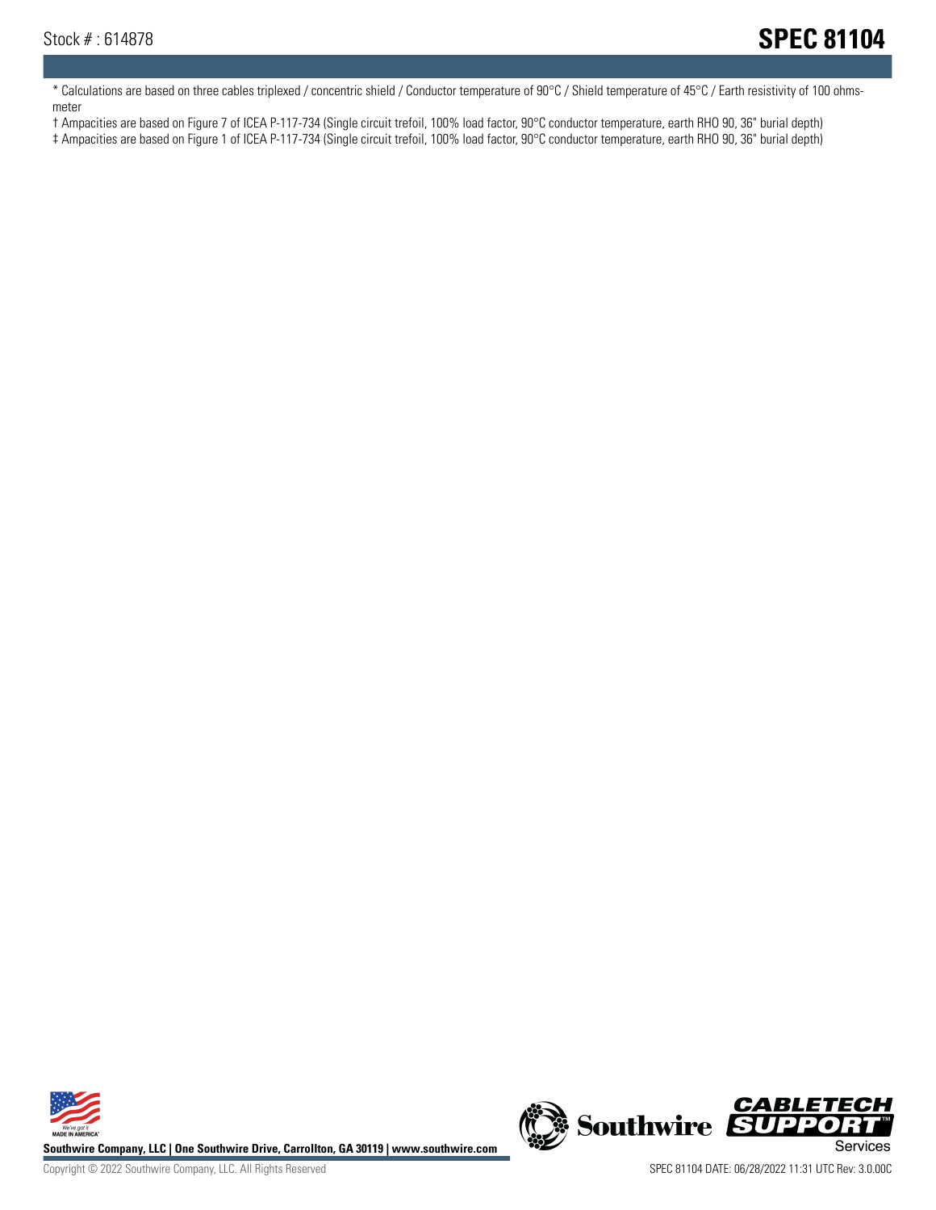* Calculations are based on three cables triplexed / concentric shield / Conductor temperature of 90°C / Shield temperature of 45°C / Earth resistivity of 100 ohms-meter

† Ampacities are based on Figure 7 of ICEA P-117-734 (Single circuit trefoil, 100% load factor, 90°C conductor temperature, earth RHO 90, 36" burial depth)

‡ Ampacities are based on Figure 1 of ICEA P-117-734 (Single circuit trefoil, 100% load factor, 90°C conductor temperature, earth RHO 90, 36" burial depth)